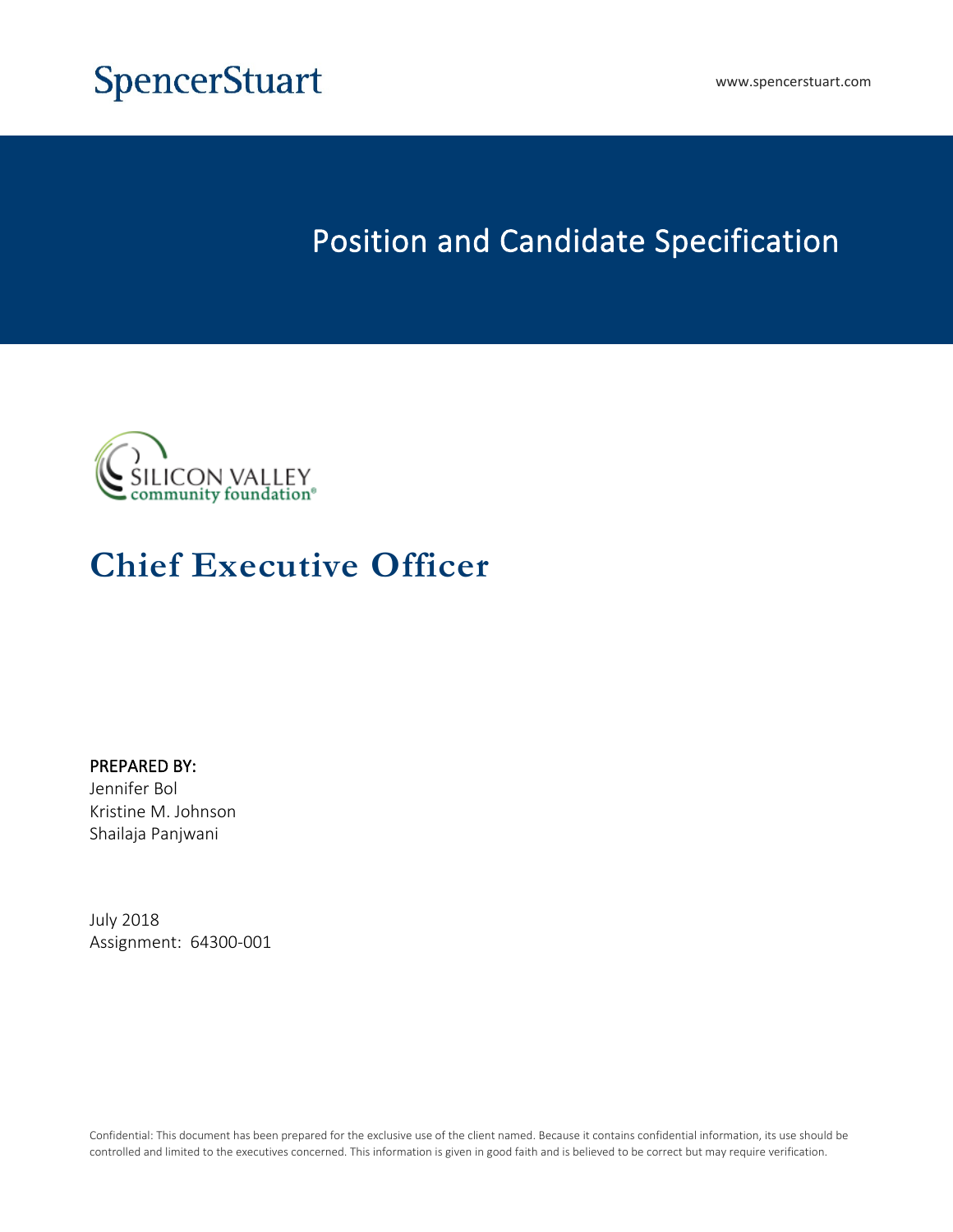SpencerStuart

www.spencerstuart.com

# Position and Candidate Specification

SILICON VALLEY community foundation®

# Chief Executive Officer

**PREPARED BY:**
Jennifer Bol
Kristine M. Johnson
Shailaja Panjwani

July 2018
Assignment: 64300-001

Confidential: This document has been prepared for the exclusive use of the client named. Because it contains confidential information, its use should be controlled and limited to the executives concerned. This information is given in good faith and is believed to be correct but may require verification.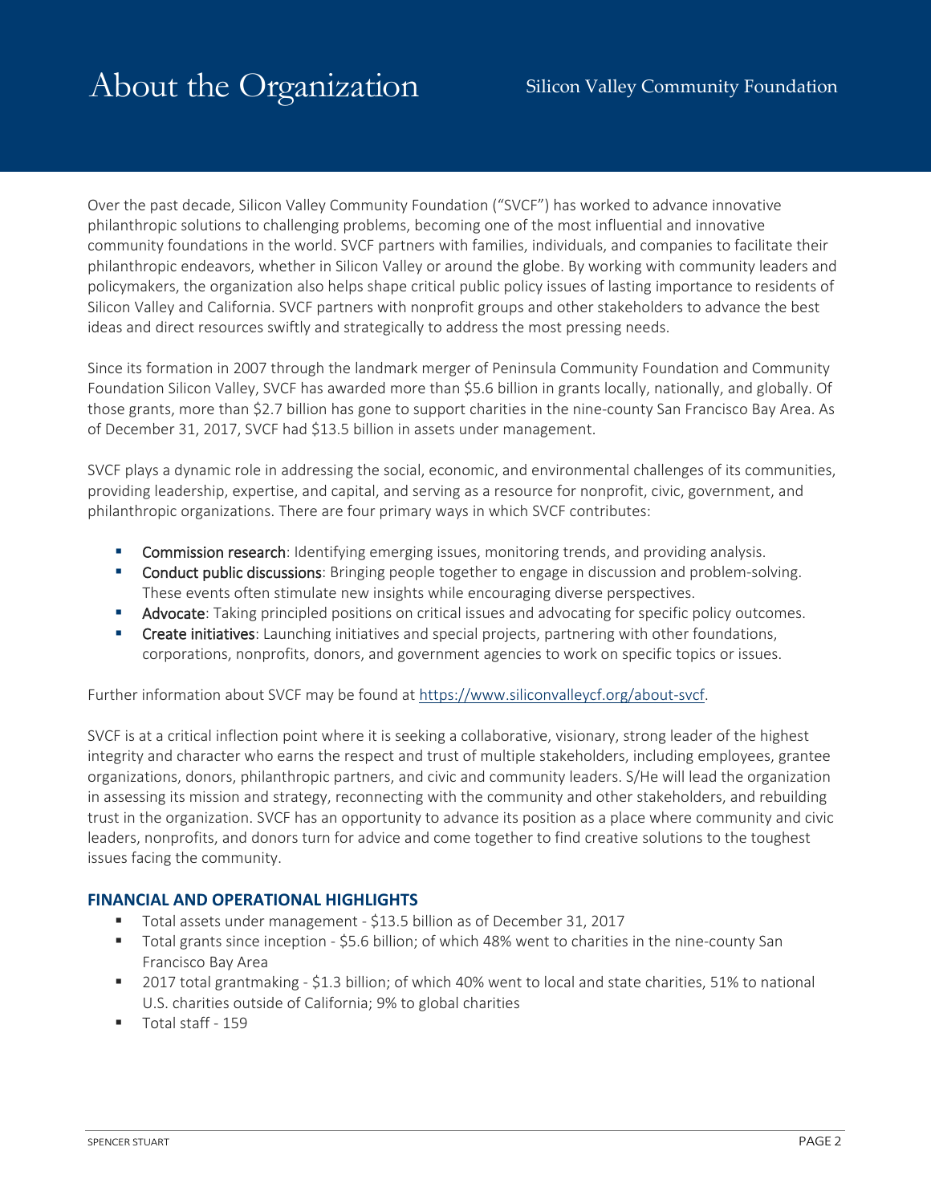# About the Organization

## Silicon Valley Community Foundation

Over the past decade, Silicon Valley Community Foundation ("SVCF") has worked to advance innovative philanthropic solutions to challenging problems, becoming one of the most influential and innovative community foundations in the world. SVCF partners with families, individuals, and companies to facilitate their philanthropic endeavors, whether in Silicon Valley or around the globe. By working with community leaders and policymakers, the organization also helps shape critical public policy issues of lasting importance to residents of Silicon Valley and California. SVCF partners with nonprofit groups and other stakeholders to advance the best ideas and direct resources swiftly and strategically to address the most pressing needs.

Since its formation in 2007 through the landmark merger of Peninsula Community Foundation and Community Foundation Silicon Valley, SVCF has awarded more than $5.6 billion in grants locally, nationally, and globally. Of those grants, more than $2.7 billion has gone to support charities in the nine-county San Francisco Bay Area. As of December 31, 2017, SVCF had $13.5 billion in assets under management.

SVCF plays a dynamic role in addressing the social, economic, and environmental challenges of its communities, providing leadership, expertise, and capital, and serving as a resource for nonprofit, civic, government, and philanthropic organizations. There are four primary ways in which SVCF contributes:

- **Commission research**: Identifying emerging issues, monitoring trends, and providing analysis.
- **Conduct public discussions**: Bringing people together to engage in discussion and problem-solving. These events often stimulate new insights while encouraging diverse perspectives.
- **Advocate**: Taking principled positions on critical issues and advocating for specific policy outcomes.
- **Create initiatives**: Launching initiatives and special projects, partnering with other foundations, corporations, nonprofits, donors, and government agencies to work on specific topics or issues.

Further information about SVCF may be found at https://www.siliconvalleycf.org/about-svcf.

SVCF is at a critical inflection point where it is seeking a collaborative, visionary, strong leader of the highest integrity and character who earns the respect and trust of multiple stakeholders, including employees, grantee organizations, donors, philanthropic partners, and civic and community leaders. S/He will lead the organization in assessing its mission and strategy, reconnecting with the community and other stakeholders, and rebuilding trust in the organization. SVCF has an opportunity to advance its position as a place where community and civic leaders, nonprofits, and donors turn for advice and come together to find creative solutions to the toughest issues facing the community.

### FINANCIAL AND OPERATIONAL HIGHLIGHTS

- Total assets under management - $13.5 billion as of December 31, 2017
- Total grants since inception - $5.6 billion; of which 48% went to charities in the nine-county San Francisco Bay Area
- 2017 total grantmaking - $1.3 billion; of which 40% went to local and state charities, 51% to national U.S. charities outside of California; 9% to global charities
- Total staff - 159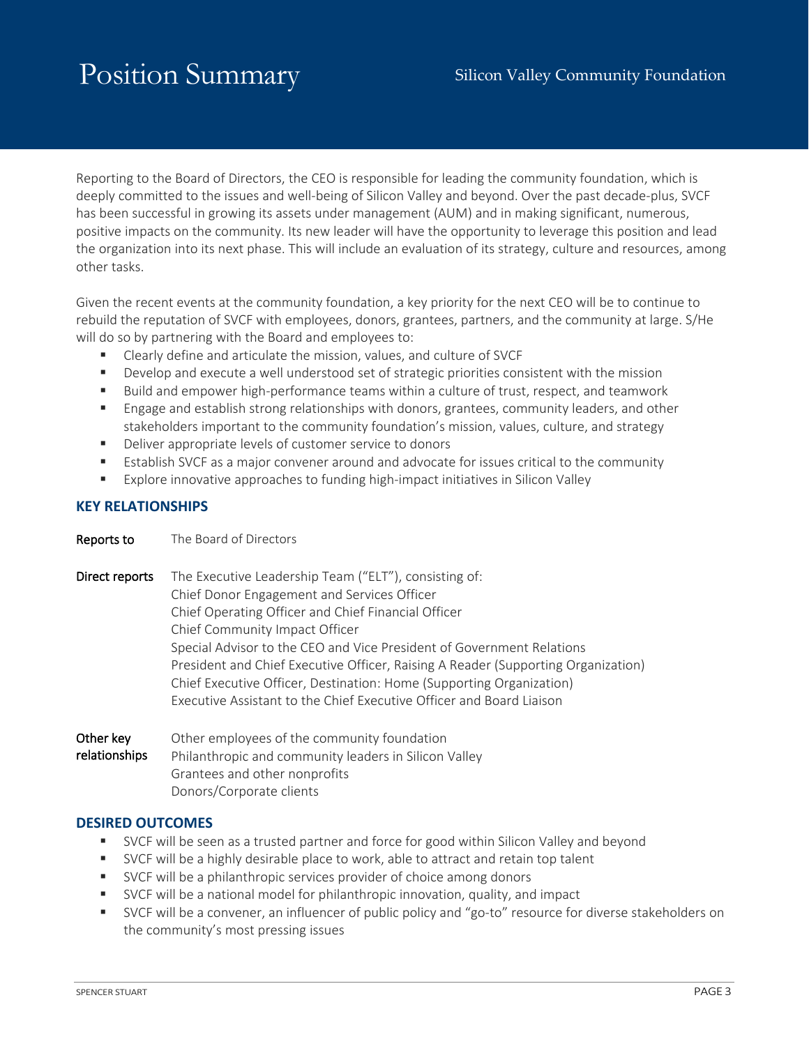# Position Summary

Reporting to the Board of Directors, the CEO is responsible for leading the community foundation, which is deeply committed to the issues and well-being of Silicon Valley and beyond. Over the past decade-plus, SVCF has been successful in growing its assets under management (AUM) and in making significant, numerous, positive impacts on the community. Its new leader will have the opportunity to leverage this position and lead the organization into its next phase. This will include an evaluation of its strategy, culture and resources, among other tasks.

Given the recent events at the community foundation, a key priority for the next CEO will be to continue to rebuild the reputation of SVCF with employees, donors, grantees, partners, and the community at large. S/He will do so by partnering with the Board and employees to:

- Clearly define and articulate the mission, values, and culture of SVCF
- Develop and execute a well understood set of strategic priorities consistent with the mission
- Build and empower high-performance teams within a culture of trust, respect, and teamwork
- Engage and establish strong relationships with donors, grantees, community leaders, and other stakeholders important to the community foundation's mission, values, culture, and strategy
- Deliver appropriate levels of customer service to donors
- Establish SVCF as a major convener around and advocate for issues critical to the community
- Explore innovative approaches to funding high-impact initiatives in Silicon Valley

## KEY RELATIONSHIPS

**Reports to**

The Board of Directors

**Direct reports**

The Executive Leadership Team ("ELT"), consisting of:
Chief Donor Engagement and Services Officer
Chief Operating Officer and Chief Financial Officer
Chief Community Impact Officer
Special Advisor to the CEO and Vice President of Government Relations
President and Chief Executive Officer, Raising A Reader (Supporting Organization)
Chief Executive Officer, Destination: Home (Supporting Organization)
Executive Assistant to the Chief Executive Officer and Board Liaison

**Other key relationships**

Other employees of the community foundation
Philanthropic and community leaders in Silicon Valley
Grantees and other nonprofits
Donors/Corporate clients

## DESIRED OUTCOMES

- SVCF will be seen as a trusted partner and force for good within Silicon Valley and beyond
- SVCF will be a highly desirable place to work, able to attract and retain top talent
- SVCF will be a philanthropic services provider of choice among donors
- SVCF will be a national model for philanthropic innovation, quality, and impact
- SVCF will be a convener, an influencer of public policy and "go-to" resource for diverse stakeholders on the community's most pressing issues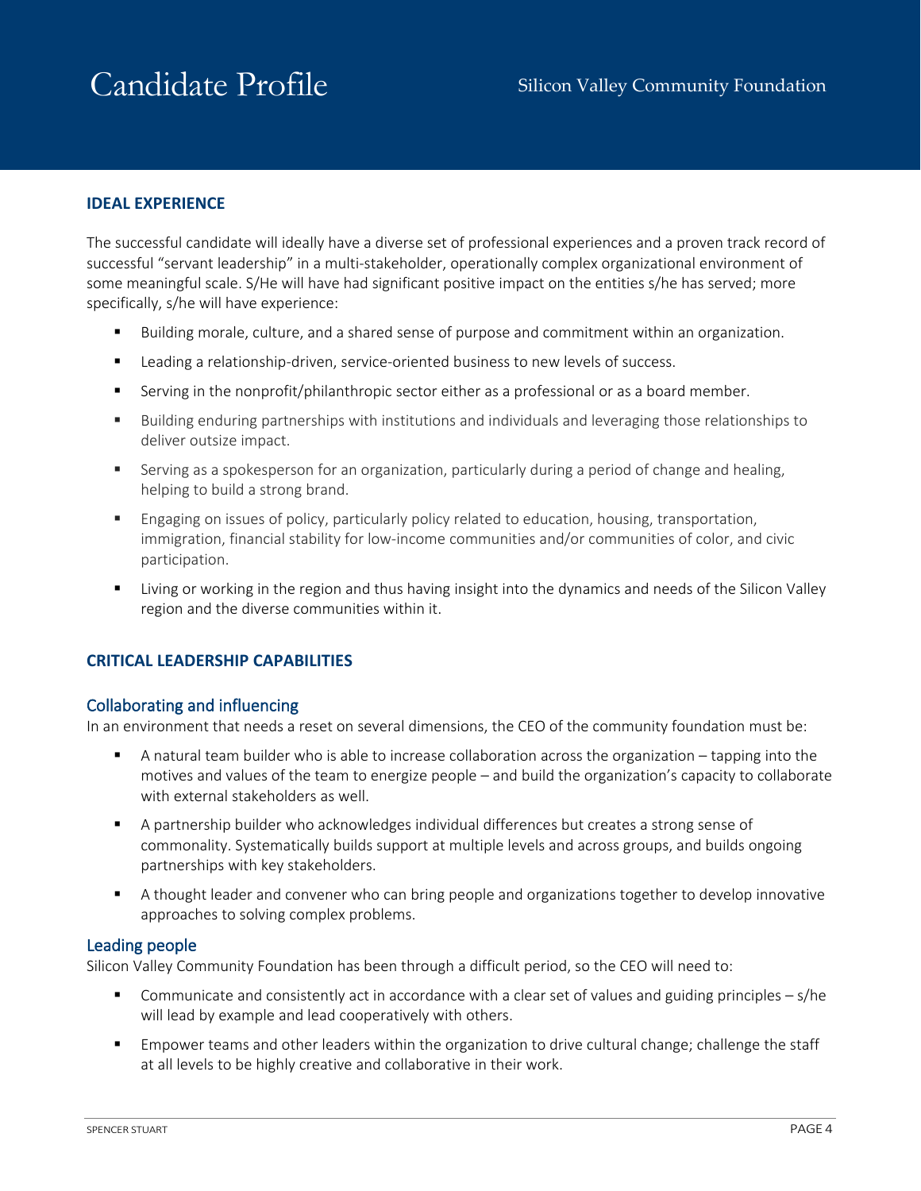## IDEAL EXPERIENCE

The successful candidate will ideally have a diverse set of professional experiences and a proven track record of successful "servant leadership" in a multi-stakeholder, operationally complex organizational environment of some meaningful scale. S/He will have had significant positive impact on the entities s/he has served; more specifically, s/he will have experience:

- Building morale, culture, and a shared sense of purpose and commitment within an organization.
- Leading a relationship-driven, service-oriented business to new levels of success.
- Serving in the nonprofit/philanthropic sector either as a professional or as a board member.
- Building enduring partnerships with institutions and individuals and leveraging those relationships to deliver outsize impact.
- Serving as a spokesperson for an organization, particularly during a period of change and healing, helping to build a strong brand.
- Engaging on issues of policy, particularly policy related to education, housing, transportation, immigration, financial stability for low-income communities and/or communities of color, and civic participation.
- Living or working in the region and thus having insight into the dynamics and needs of the Silicon Valley region and the diverse communities within it.

## CRITICAL LEADERSHIP CAPABILITIES

### Collaborating and influencing

In an environment that needs a reset on several dimensions, the CEO of the community foundation must be:

- A natural team builder who is able to increase collaboration across the organization – tapping into the motives and values of the team to energize people – and build the organization's capacity to collaborate with external stakeholders as well.
- A partnership builder who acknowledges individual differences but creates a strong sense of commonality. Systematically builds support at multiple levels and across groups, and builds ongoing partnerships with key stakeholders.
- A thought leader and convener who can bring people and organizations together to develop innovative approaches to solving complex problems.

### Leading people

Silicon Valley Community Foundation has been through a difficult period, so the CEO will need to:

- Communicate and consistently act in accordance with a clear set of values and guiding principles – s/he will lead by example and lead cooperatively with others.
- Empower teams and other leaders within the organization to drive cultural change; challenge the staff at all levels to be highly creative and collaborative in their work.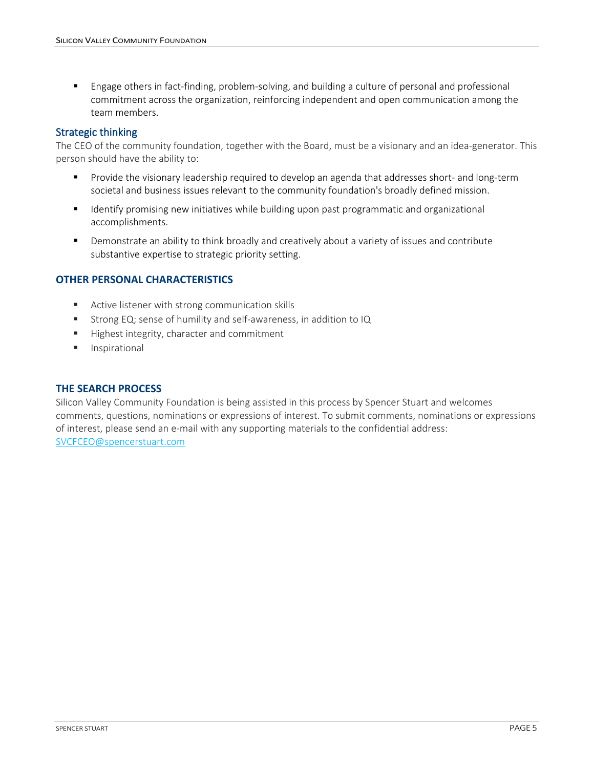- Engage others in fact-finding, problem-solving, and building a culture of personal and professional commitment across the organization, reinforcing independent and open communication among the team members.

### Strategic thinking

The CEO of the community foundation, together with the Board, must be a visionary and an idea-generator. This person should have the ability to:

- Provide the visionary leadership required to develop an agenda that addresses short- and long-term societal and business issues relevant to the community foundation's broadly defined mission.
- Identify promising new initiatives while building upon past programmatic and organizational accomplishments.
- Demonstrate an ability to think broadly and creatively about a variety of issues and contribute substantive expertise to strategic priority setting.

## OTHER PERSONAL CHARACTERISTICS

- Active listener with strong communication skills
- Strong EQ; sense of humility and self-awareness, in addition to IQ
- Highest integrity, character and commitment
- Inspirational

## THE SEARCH PROCESS

Silicon Valley Community Foundation is being assisted in this process by Spencer Stuart and welcomes comments, questions, nominations or expressions of interest. To submit comments, nominations or expressions of interest, please send an e-mail with any supporting materials to the confidential address: SVCFCEO@spencerstuart.com